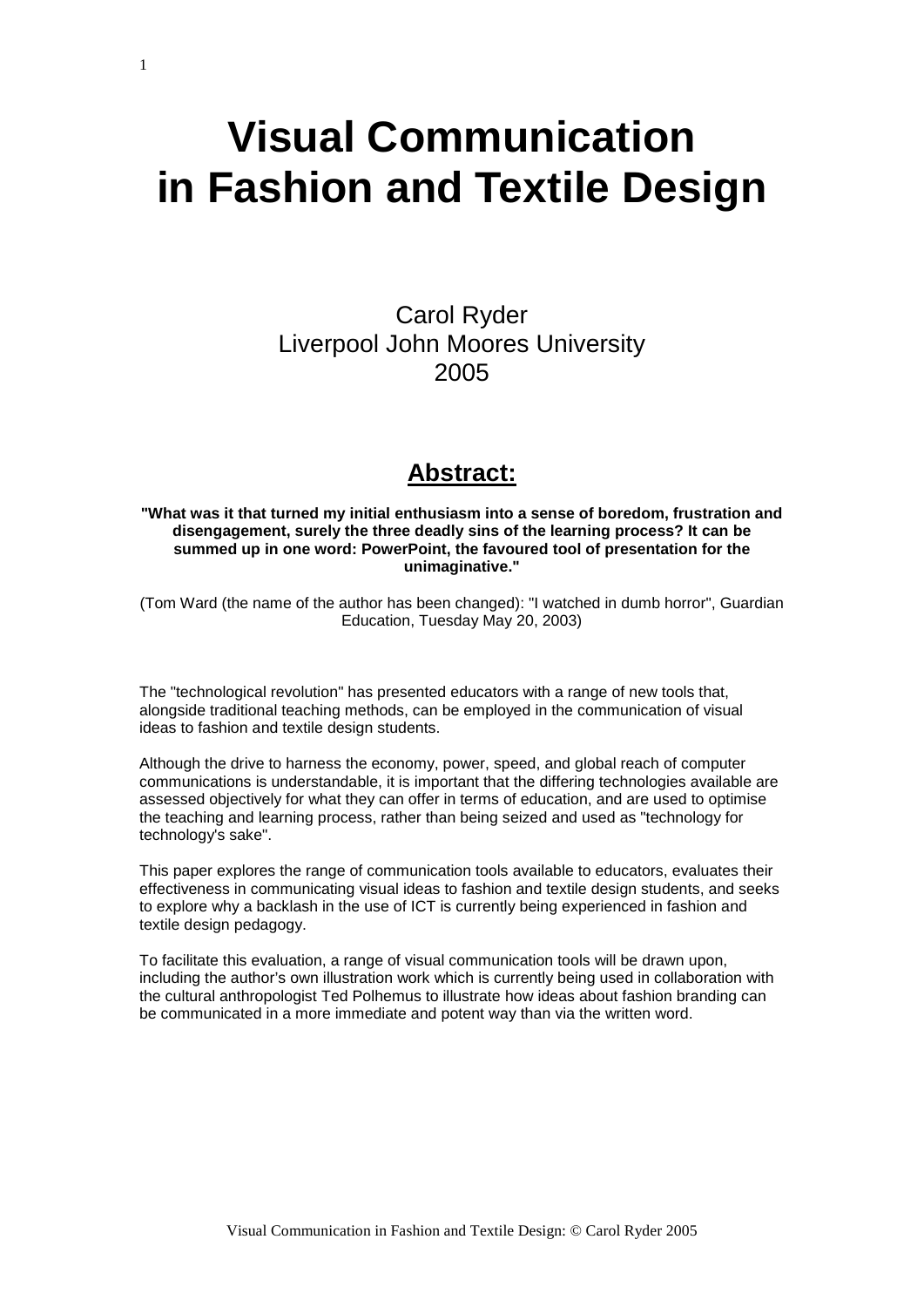# Visual Communication in Fashion and Textile Design

Carol Ryder
Liverpool John Moores University
2005

## Abstract:

**"What was it that turned my initial enthusiasm into a sense of boredom, frustration and disengagement, surely the three deadly sins of the learning process? It can be summed up in one word: PowerPoint, the favoured tool of presentation for the unimaginative."**

(Tom Ward (the name of the author has been changed): "I watched in dumb horror", Guardian Education, Tuesday May 20, 2003)

The "technological revolution" has presented educators with a range of new tools that, alongside traditional teaching methods, can be employed in the communication of visual ideas to fashion and textile design students.

Although the drive to harness the economy, power, speed, and global reach of computer communications is understandable, it is important that the differing technologies available are assessed objectively for what they can offer in terms of education, and are used to optimise the teaching and learning process, rather than being seized and used as "technology for technology's sake".

This paper explores the range of communication tools available to educators, evaluates their effectiveness in communicating visual ideas to fashion and textile design students, and seeks to explore why a backlash in the use of ICT is currently being experienced in fashion and textile design pedagogy.

To facilitate this evaluation, a range of visual communication tools will be drawn upon, including the author's own illustration work which is currently being used in collaboration with the cultural anthropologist Ted Polhemus to illustrate how ideas about fashion branding can be communicated in a more immediate and potent way than via the written word.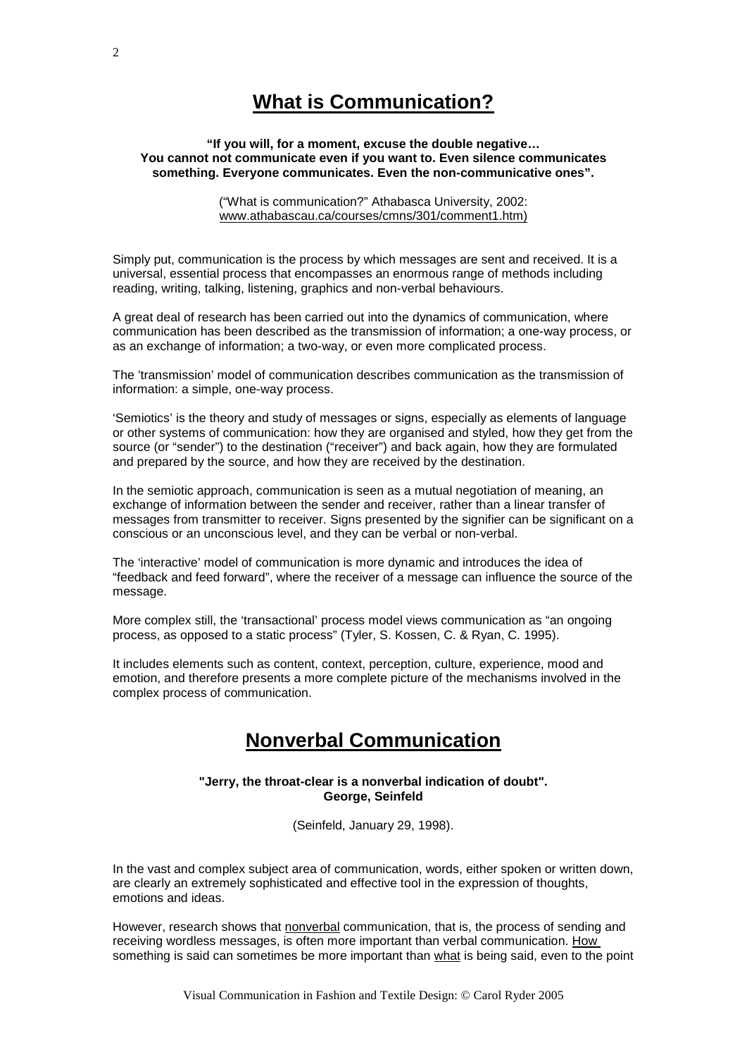# What is Communication?

**"If you will, for a moment, excuse the double negative…**
**You cannot not communicate even if you want to. Even silence communicates something. Everyone communicates. Even the non-communicative ones".**

("What is communication?" Athabasca University, 2002: www.athabascau.ca/courses/cmns/301/comment1.htm)

Simply put, communication is the process by which messages are sent and received. It is a universal, essential process that encompasses an enormous range of methods including reading, writing, talking, listening, graphics and non-verbal behaviours.

A great deal of research has been carried out into the dynamics of communication, where communication has been described as the transmission of information; a one-way process, or as an exchange of information; a two-way, or even more complicated process.

The 'transmission' model of communication describes communication as the transmission of information: a simple, one-way process.

'Semiotics' is the theory and study of messages or signs, especially as elements of language or other systems of communication: how they are organised and styled, how they get from the source (or "sender") to the destination ("receiver") and back again, how they are formulated and prepared by the source, and how they are received by the destination.

In the semiotic approach, communication is seen as a mutual negotiation of meaning, an exchange of information between the sender and receiver, rather than a linear transfer of messages from transmitter to receiver. Signs presented by the signifier can be significant on a conscious or an unconscious level, and they can be verbal or non-verbal.

The 'interactive' model of communication is more dynamic and introduces the idea of "feedback and feed forward", where the receiver of a message can influence the source of the message.

More complex still, the 'transactional' process model views communication as "an ongoing process, as opposed to a static process" (Tyler, S. Kossen, C. & Ryan, C. 1995).

It includes elements such as content, context, perception, culture, experience, mood and emotion, and therefore presents a more complete picture of the mechanisms involved in the complex process of communication.

# Nonverbal Communication

**"Jerry, the throat-clear is a nonverbal indication of doubt".**
**George, Seinfeld**

(Seinfeld, January 29, 1998).

In the vast and complex subject area of communication, words, either spoken or written down, are clearly an extremely sophisticated and effective tool in the expression of thoughts, emotions and ideas.

However, research shows that nonverbal communication, that is, the process of sending and receiving wordless messages, is often more important than verbal communication. How something is said can sometimes be more important than what is being said, even to the point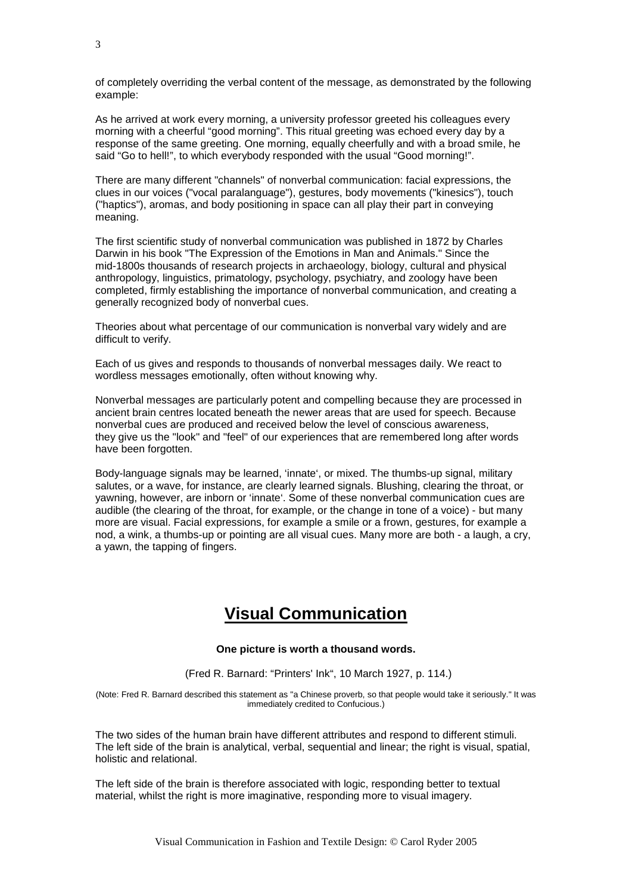of completely overriding the verbal content of the message, as demonstrated by the following example:

As he arrived at work every morning, a university professor greeted his colleagues every morning with a cheerful “good morning”. This ritual greeting was echoed every day by a response of the same greeting. One morning, equally cheerfully and with a broad smile, he said “Go to hell!”, to which everybody responded with the usual “Good morning!”.

There are many different "channels" of nonverbal communication: facial expressions, the clues in our voices ("vocal paralanguage"), gestures, body movements ("kinesics"), touch ("haptics"), aromas, and body positioning in space can all play their part in conveying meaning.

The first scientific study of nonverbal communication was published in 1872 by Charles Darwin in his book "The Expression of the Emotions in Man and Animals." Since the mid-1800s thousands of research projects in archaeology, biology, cultural and physical anthropology, linguistics, primatology, psychology, psychiatry, and zoology have been completed, firmly establishing the importance of nonverbal communication, and creating a generally recognized body of nonverbal cues.

Theories about what percentage of our communication is nonverbal vary widely and are difficult to verify.

Each of us gives and responds to thousands of nonverbal messages daily. We react to wordless messages emotionally, often without knowing why.

Nonverbal messages are particularly potent and compelling because they are processed in ancient brain centres located beneath the newer areas that are used for speech. Because nonverbal cues are produced and received below the level of conscious awareness, they give us the "look" and "feel" of our experiences that are remembered long after words have been forgotten.

Body-language signals may be learned, ‘innate‘, or mixed. The thumbs-up signal, military salutes, or a wave, for instance, are clearly learned signals. Blushing, clearing the throat, or yawning, however, are inborn or ‘innate‘. Some of these nonverbal communication cues are audible (the clearing of the throat, for example, or the change in tone of a voice) - but many more are visual. Facial expressions, for example a smile or a frown, gestures, for example a nod, a wink, a thumbs-up or pointing are all visual cues. Many more are both - a laugh, a cry, a yawn, the tapping of fingers.

# Visual Communication

**One picture is worth a thousand words.**

(Fred R. Barnard: “Printers' Ink“, 10 March 1927, p. 114.)

(Note: Fred R. Barnard described this statement as "a Chinese proverb, so that people would take it seriously." It was immediately credited to Confucious.)

The two sides of the human brain have different attributes and respond to different stimuli. The left side of the brain is analytical, verbal, sequential and linear; the right is visual, spatial, holistic and relational.

The left side of the brain is therefore associated with logic, responding better to textual material, whilst the right is more imaginative, responding more to visual imagery.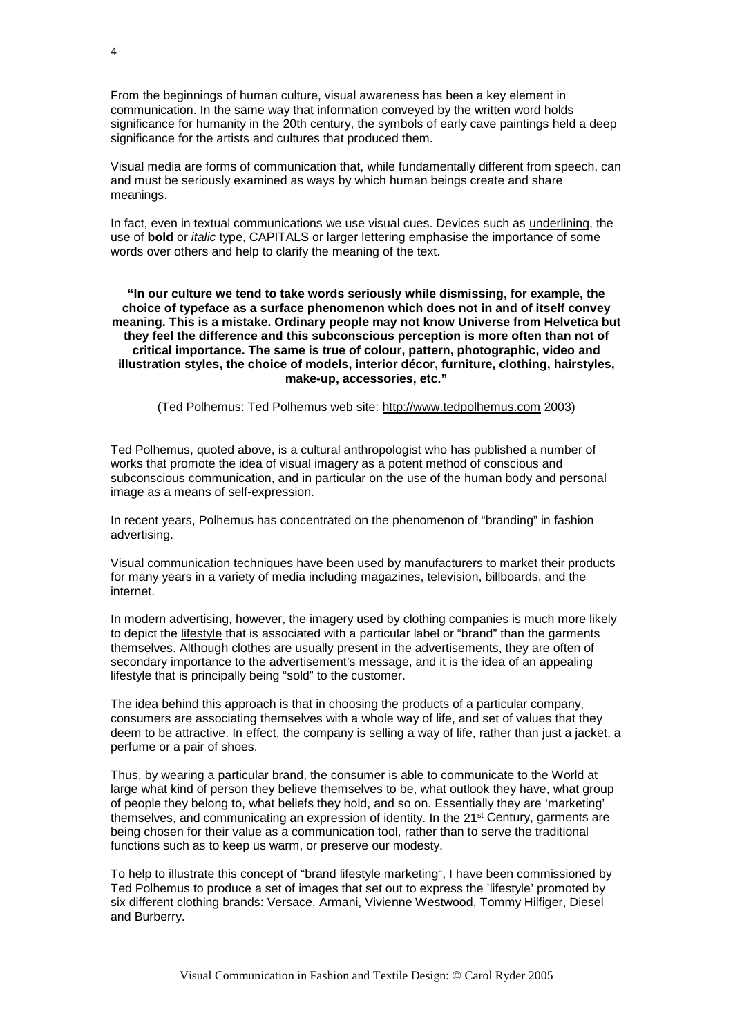From the beginnings of human culture, visual awareness has been a key element in communication. In the same way that information conveyed by the written word holds significance for humanity in the 20th century, the symbols of early cave paintings held a deep significance for the artists and cultures that produced them.

Visual media are forms of communication that, while fundamentally different from speech, can and must be seriously examined as ways by which human beings create and share meanings.

In fact, even in textual communications we use visual cues. Devices such as <u>underlining</u>, the use of **bold** or *italic* type, CAPITALS or larger lettering emphasise the importance of some words over others and help to clarify the meaning of the text.

> **"In our culture we tend to take words seriously while dismissing, for example, the choice of typeface as a surface phenomenon which does not in and of itself convey meaning. This is a mistake. Ordinary people may not know Universe from Helvetica but they feel the difference and this subconscious perception is more often than not of critical importance. The same is true of colour, pattern, photographic, video and illustration styles, the choice of models, interior décor, furniture, clothing, hairstyles, make-up, accessories, etc."**
>
> (Ted Polhemus: Ted Polhemus web site: http://www.tedpolhemus.com 2003)

Ted Polhemus, quoted above, is a cultural anthropologist who has published a number of works that promote the idea of visual imagery as a potent method of conscious and subconscious communication, and in particular on the use of the human body and personal image as a means of self-expression.

In recent years, Polhemus has concentrated on the phenomenon of "branding" in fashion advertising.

Visual communication techniques have been used by manufacturers to market their products for many years in a variety of media including magazines, television, billboards, and the internet.

In modern advertising, however, the imagery used by clothing companies is much more likely to depict the <u>lifestyle</u> that is associated with a particular label or "brand" than the garments themselves. Although clothes are usually present in the advertisements, they are often of secondary importance to the advertisement's message, and it is the idea of an appealing lifestyle that is principally being "sold" to the customer.

The idea behind this approach is that in choosing the products of a particular company, consumers are associating themselves with a whole way of life, and set of values that they deem to be attractive. In effect, the company is selling a way of life, rather than just a jacket, a perfume or a pair of shoes.

Thus, by wearing a particular brand, the consumer is able to communicate to the World at large what kind of person they believe themselves to be, what outlook they have, what group of people they belong to, what beliefs they hold, and so on. Essentially they are 'marketing' themselves, and communicating an expression of identity. In the 21st Century, garments are being chosen for their value as a communication tool, rather than to serve the traditional functions such as to keep us warm, or preserve our modesty.

To help to illustrate this concept of "brand lifestyle marketing", I have been commissioned by Ted Polhemus to produce a set of images that set out to express the 'lifestyle' promoted by six different clothing brands: Versace, Armani, Vivienne Westwood, Tommy Hilfiger, Diesel and Burberry.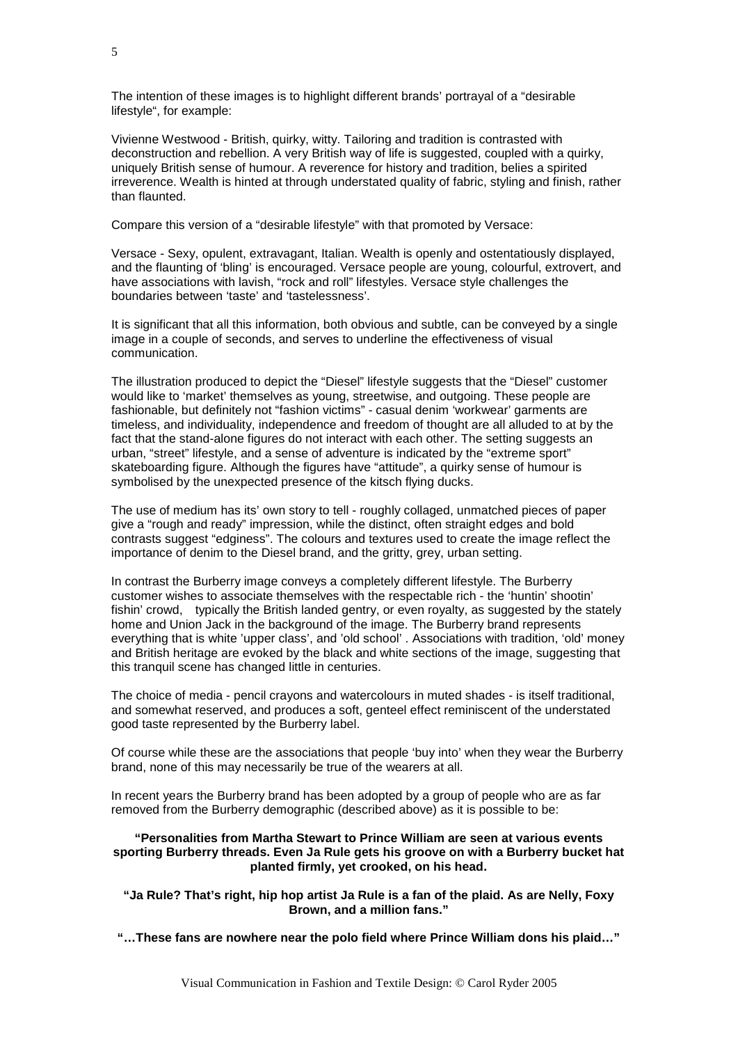The intention of these images is to highlight different brands' portrayal of a "desirable lifestyle", for example:

Vivienne Westwood - British, quirky, witty. Tailoring and tradition is contrasted with deconstruction and rebellion. A very British way of life is suggested, coupled with a quirky, uniquely British sense of humour. A reverence for history and tradition, belies a spirited irreverence. Wealth is hinted at through understated quality of fabric, styling and finish, rather than flaunted.

Compare this version of a "desirable lifestyle" with that promoted by Versace:

Versace - Sexy, opulent, extravagant, Italian. Wealth is openly and ostentatiously displayed, and the flaunting of 'bling' is encouraged. Versace people are young, colourful, extrovert, and have associations with lavish, "rock and roll" lifestyles. Versace style challenges the boundaries between 'taste' and 'tastelessness'.

It is significant that all this information, both obvious and subtle, can be conveyed by a single image in a couple of seconds, and serves to underline the effectiveness of visual communication.

The illustration produced to depict the "Diesel" lifestyle suggests that the "Diesel" customer would like to 'market' themselves as young, streetwise, and outgoing. These people are fashionable, but definitely not "fashion victims" - casual denim 'workwear' garments are timeless, and individuality, independence and freedom of thought are all alluded to at by the fact that the stand-alone figures do not interact with each other. The setting suggests an urban, "street" lifestyle, and a sense of adventure is indicated by the "extreme sport" skateboarding figure. Although the figures have "attitude", a quirky sense of humour is symbolised by the unexpected presence of the kitsch flying ducks.

The use of medium has its' own story to tell - roughly collaged, unmatched pieces of paper give a "rough and ready" impression, while the distinct, often straight edges and bold contrasts suggest "edginess". The colours and textures used to create the image reflect the importance of denim to the Diesel brand, and the gritty, grey, urban setting.

In contrast the Burberry image conveys a completely different lifestyle. The Burberry customer wishes to associate themselves with the respectable rich - the 'huntin' shootin' fishin' crowd, typically the British landed gentry, or even royalty, as suggested by the stately home and Union Jack in the background of the image. The Burberry brand represents everything that is white 'upper class', and 'old school' . Associations with tradition, 'old' money and British heritage are evoked by the black and white sections of the image, suggesting that this tranquil scene has changed little in centuries.

The choice of media - pencil crayons and watercolours in muted shades - is itself traditional, and somewhat reserved, and produces a soft, genteel effect reminiscent of the understated good taste represented by the Burberry label.

Of course while these are the associations that people 'buy into' when they wear the Burberry brand, none of this may necessarily be true of the wearers at all.

In recent years the Burberry brand has been adopted by a group of people who are as far removed from the Burberry demographic (described above) as it is possible to be:

**"Personalities from Martha Stewart to Prince William are seen at various events sporting Burberry threads. Even Ja Rule gets his groove on with a Burberry bucket hat planted firmly, yet crooked, on his head.**

**"Ja Rule? That's right, hip hop artist Ja Rule is a fan of the plaid. As are Nelly, Foxy Brown, and a million fans."**

**"…These fans are nowhere near the polo field where Prince William dons his plaid…"**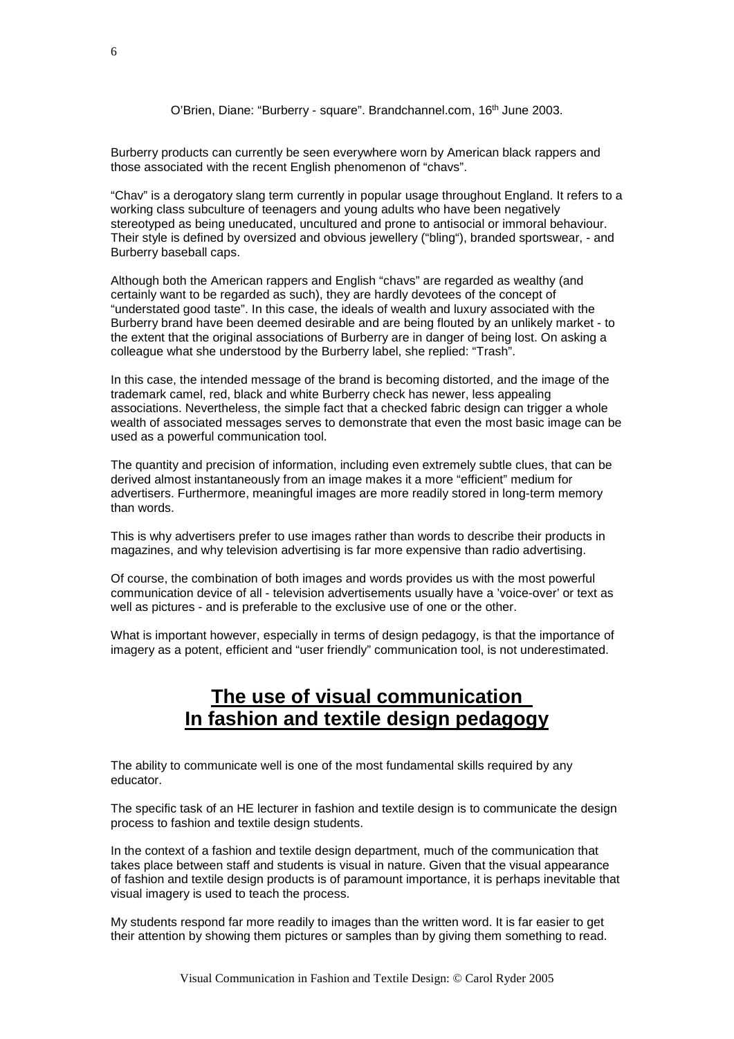O'Brien, Diane: "Burberry - square". Brandchannel.com, 16th June 2003.

Burberry products can currently be seen everywhere worn by American black rappers and those associated with the recent English phenomenon of "chavs".

"Chav" is a derogatory slang term currently in popular usage throughout England. It refers to a working class subculture of teenagers and young adults who have been negatively stereotyped as being uneducated, uncultured and prone to antisocial or immoral behaviour. Their style is defined by oversized and obvious jewellery ("bling"), branded sportswear, - and Burberry baseball caps.

Although both the American rappers and English "chavs" are regarded as wealthy (and certainly want to be regarded as such), they are hardly devotees of the concept of "understated good taste". In this case, the ideals of wealth and luxury associated with the Burberry brand have been deemed desirable and are being flouted by an unlikely market - to the extent that the original associations of Burberry are in danger of being lost. On asking a colleague what she understood by the Burberry label, she replied: "Trash".

In this case, the intended message of the brand is becoming distorted, and the image of the trademark camel, red, black and white Burberry check has newer, less appealing associations. Nevertheless, the simple fact that a checked fabric design can trigger a whole wealth of associated messages serves to demonstrate that even the most basic image can be used as a powerful communication tool.

The quantity and precision of information, including even extremely subtle clues, that can be derived almost instantaneously from an image makes it a more "efficient" medium for advertisers. Furthermore, meaningful images are more readily stored in long-term memory than words.

This is why advertisers prefer to use images rather than words to describe their products in magazines, and why television advertising is far more expensive than radio advertising.

Of course, the combination of both images and words provides us with the most powerful communication device of all - television advertisements usually have a 'voice-over' or text as well as pictures - and is preferable to the exclusive use of one or the other.

What is important however, especially in terms of design pedagogy, is that the importance of imagery as a potent, efficient and "user friendly" communication tool, is not underestimated.

## The use of visual communication In fashion and textile design pedagogy

The ability to communicate well is one of the most fundamental skills required by any educator.

The specific task of an HE lecturer in fashion and textile design is to communicate the design process to fashion and textile design students.

In the context of a fashion and textile design department, much of the communication that takes place between staff and students is visual in nature. Given that the visual appearance of fashion and textile design products is of paramount importance, it is perhaps inevitable that visual imagery is used to teach the process.

My students respond far more readily to images than the written word. It is far easier to get their attention by showing them pictures or samples than by giving them something to read.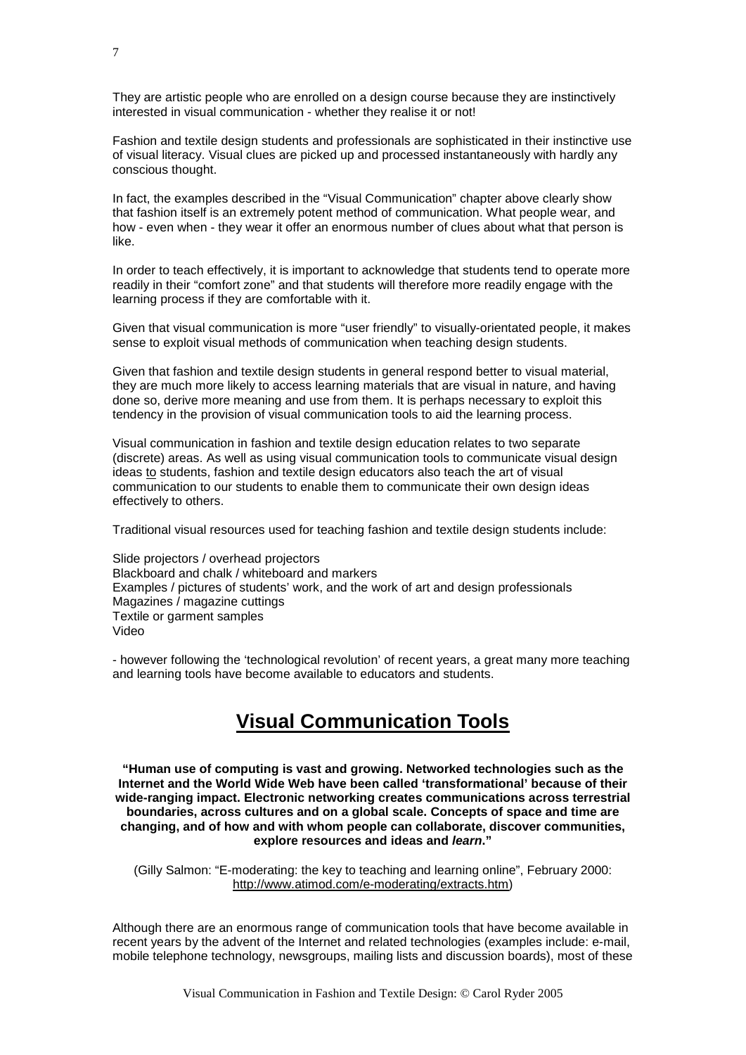They are artistic people who are enrolled on a design course because they are instinctively interested in visual communication - whether they realise it or not!

Fashion and textile design students and professionals are sophisticated in their instinctive use of visual literacy. Visual clues are picked up and processed instantaneously with hardly any conscious thought.

In fact, the examples described in the "Visual Communication" chapter above clearly show that fashion itself is an extremely potent method of communication. What people wear, and how - even when - they wear it offer an enormous number of clues about what that person is like.

In order to teach effectively, it is important to acknowledge that students tend to operate more readily in their "comfort zone" and that students will therefore more readily engage with the learning process if they are comfortable with it.

Given that visual communication is more "user friendly" to visually-orientated people, it makes sense to exploit visual methods of communication when teaching design students.

Given that fashion and textile design students in general respond better to visual material, they are much more likely to access learning materials that are visual in nature, and having done so, derive more meaning and use from them. It is perhaps necessary to exploit this tendency in the provision of visual communication tools to aid the learning process.

Visual communication in fashion and textile design education relates to two separate (discrete) areas. As well as using visual communication tools to communicate visual design ideas <u>to</u> students, fashion and textile design educators also teach the art of visual communication to our students to enable them to communicate their own design ideas effectively to others.

Traditional visual resources used for teaching fashion and textile design students include:

Slide projectors / overhead projectors
Blackboard and chalk / whiteboard and markers
Examples / pictures of students' work, and the work of art and design professionals
Magazines / magazine cuttings
Textile or garment samples
Video

- however following the 'technological revolution' of recent years, a great many more teaching and learning tools have become available to educators and students.

## Visual Communication Tools

**"Human use of computing is vast and growing. Networked technologies such as the Internet and the World Wide Web have been called 'transformational' because of their wide-ranging impact. Electronic networking creates communications across terrestrial boundaries, across cultures and on a global scale. Concepts of space and time are changing, and of how and with whom people can collaborate, discover communities, explore resources and ideas and *learn*."**

(Gilly Salmon: "E-moderating: the key to teaching and learning online", February 2000: http://www.atimod.com/e-moderating/extracts.htm)

Although there are an enormous range of communication tools that have become available in recent years by the advent of the Internet and related technologies (examples include: e-mail, mobile telephone technology, newsgroups, mailing lists and discussion boards), most of these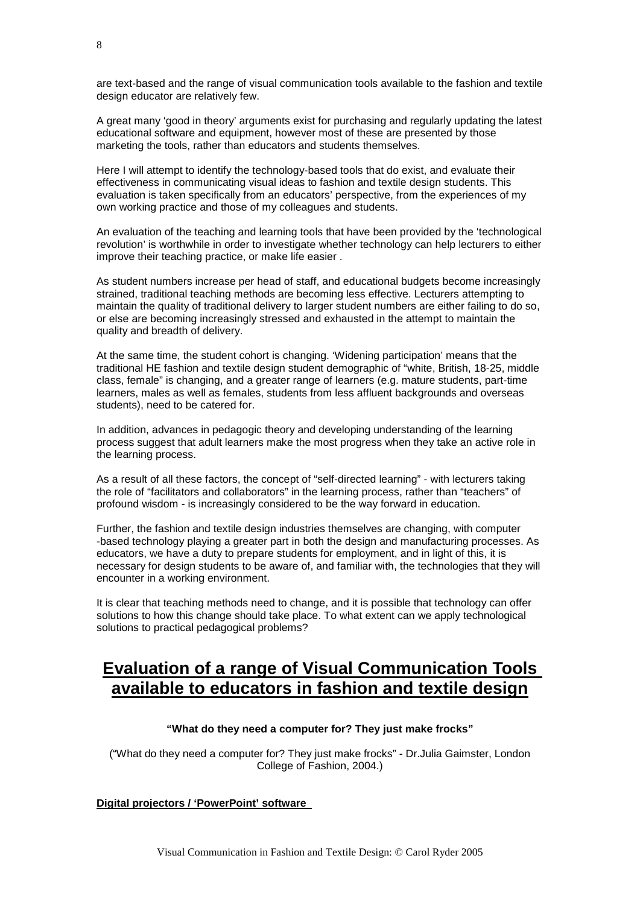are text-based and the range of visual communication tools available to the fashion and textile design educator are relatively few.

A great many 'good in theory' arguments exist for purchasing and regularly updating the latest educational software and equipment, however most of these are presented by those marketing the tools, rather than educators and students themselves.

Here I will attempt to identify the technology-based tools that do exist, and evaluate their effectiveness in communicating visual ideas to fashion and textile design students. This evaluation is taken specifically from an educators' perspective, from the experiences of my own working practice and those of my colleagues and students.

An evaluation of the teaching and learning tools that have been provided by the 'technological revolution' is worthwhile in order to investigate whether technology can help lecturers to either improve their teaching practice, or make life easier .

As student numbers increase per head of staff, and educational budgets become increasingly strained, traditional teaching methods are becoming less effective. Lecturers attempting to maintain the quality of traditional delivery to larger student numbers are either failing to do so, or else are becoming increasingly stressed and exhausted in the attempt to maintain the quality and breadth of delivery.

At the same time, the student cohort is changing. 'Widening participation' means that the traditional HE fashion and textile design student demographic of "white, British, 18-25, middle class, female" is changing, and a greater range of learners (e.g. mature students, part-time learners, males as well as females, students from less affluent backgrounds and overseas students), need to be catered for.

In addition, advances in pedagogic theory and developing understanding of the learning process suggest that adult learners make the most progress when they take an active role in the learning process.

As a result of all these factors, the concept of "self-directed learning" - with lecturers taking the role of "facilitators and collaborators" in the learning process, rather than "teachers" of profound wisdom - is increasingly considered to be the way forward in education.

Further, the fashion and textile design industries themselves are changing, with computer -based technology playing a greater part in both the design and manufacturing processes. As educators, we have a duty to prepare students for employment, and in light of this, it is necessary for design students to be aware of, and familiar with, the technologies that they will encounter in a working environment.

It is clear that teaching methods need to change, and it is possible that technology can offer solutions to how this change should take place. To what extent can we apply technological solutions to practical pedagogical problems?

# Evaluation of a range of Visual Communication Tools available to educators in fashion and textile design

**"What do they need a computer for? They just make frocks"**

("What do they need a computer for? They just make frocks" - Dr.Julia Gaimster, London College of Fashion, 2004.)

**Digital projectors / 'PowerPoint' software**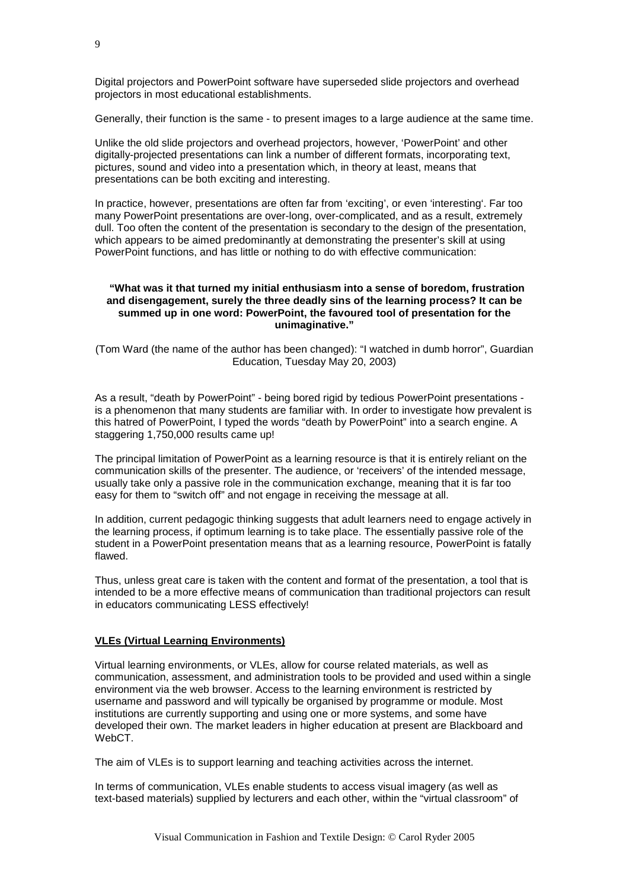Digital projectors and PowerPoint software have superseded slide projectors and overhead projectors in most educational establishments.

Generally, their function is the same - to present images to a large audience at the same time.

Unlike the old slide projectors and overhead projectors, however, 'PowerPoint' and other digitally-projected presentations can link a number of different formats, incorporating text, pictures, sound and video into a presentation which, in theory at least, means that presentations can be both exciting and interesting.

In practice, however, presentations are often far from 'exciting', or even 'interesting'. Far too many PowerPoint presentations are over-long, over-complicated, and as a result, extremely dull. Too often the content of the presentation is secondary to the design of the presentation, which appears to be aimed predominantly at demonstrating the presenter's skill at using PowerPoint functions, and has little or nothing to do with effective communication:

> **"What was it that turned my initial enthusiasm into a sense of boredom, frustration and disengagement, surely the three deadly sins of the learning process? It can be summed up in one word: PowerPoint, the favoured tool of presentation for the unimaginative."**

(Tom Ward (the name of the author has been changed): "I watched in dumb horror", Guardian Education, Tuesday May 20, 2003)

As a result, "death by PowerPoint" - being bored rigid by tedious PowerPoint presentations - is a phenomenon that many students are familiar with. In order to investigate how prevalent is this hatred of PowerPoint, I typed the words "death by PowerPoint" into a search engine. A staggering 1,750,000 results came up!

The principal limitation of PowerPoint as a learning resource is that it is entirely reliant on the communication skills of the presenter. The audience, or 'receivers' of the intended message, usually take only a passive role in the communication exchange, meaning that it is far too easy for them to "switch off" and not engage in receiving the message at all.

In addition, current pedagogic thinking suggests that adult learners need to engage actively in the learning process, if optimum learning is to take place. The essentially passive role of the student in a PowerPoint presentation means that as a learning resource, PowerPoint is fatally flawed.

Thus, unless great care is taken with the content and format of the presentation, a tool that is intended to be a more effective means of communication than traditional projectors can result in educators communicating LESS effectively!

## VLEs (Virtual Learning Environments)

Virtual learning environments, or VLEs, allow for course related materials, as well as communication, assessment, and administration tools to be provided and used within a single environment via the web browser. Access to the learning environment is restricted by username and password and will typically be organised by programme or module. Most institutions are currently supporting and using one or more systems, and some have developed their own. The market leaders in higher education at present are Blackboard and WebCT.

The aim of VLEs is to support learning and teaching activities across the internet.

In terms of communication, VLEs enable students to access visual imagery (as well as text-based materials) supplied by lecturers and each other, within the "virtual classroom" of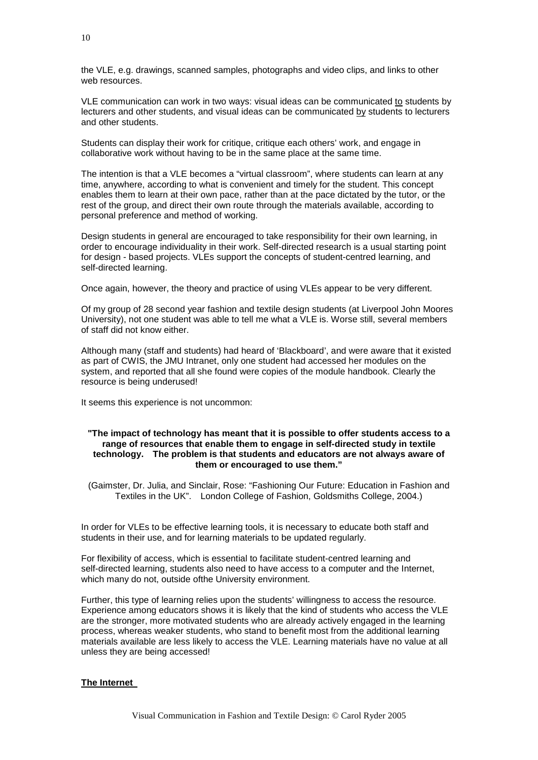the VLE, e.g. drawings, scanned samples, photographs and video clips, and links to other web resources.

VLE communication can work in two ways: visual ideas can be communicated <u>to</u> students by lecturers and other students, and visual ideas can be communicated <u>by</u> students to lecturers and other students.

Students can display their work for critique, critique each others' work, and engage in collaborative work without having to be in the same place at the same time.

The intention is that a VLE becomes a "virtual classroom", where students can learn at any time, anywhere, according to what is convenient and timely for the student. This concept enables them to learn at their own pace, rather than at the pace dictated by the tutor, or the rest of the group, and direct their own route through the materials available, according to personal preference and method of working.

Design students in general are encouraged to take responsibility for their own learning, in order to encourage individuality in their work. Self-directed research is a usual starting point for design - based projects. VLEs support the concepts of student-centred learning, and self-directed learning.

Once again, however, the theory and practice of using VLEs appear to be very different.

Of my group of 28 second year fashion and textile design students (at Liverpool John Moores University), not one student was able to tell me what a VLE is. Worse still, several members of staff did not know either.

Although many (staff and students) had heard of 'Blackboard', and were aware that it existed as part of CWIS, the JMU Intranet, only one student had accessed her modules on the system, and reported that all she found were copies of the module handbook. Clearly the resource is being underused!

It seems this experience is not uncommon:

> **"The impact of technology has meant that it is possible to offer students access to a range of resources that enable them to engage in self-directed study in textile technology. The problem is that students and educators are not always aware of them or encouraged to use them."**
>
> (Gaimster, Dr. Julia, and Sinclair, Rose: "Fashioning Our Future: Education in Fashion and Textiles in the UK". London College of Fashion, Goldsmiths College, 2004.)

In order for VLEs to be effective learning tools, it is necessary to educate both staff and students in their use, and for learning materials to be updated regularly.

For flexibility of access, which is essential to facilitate student-centred learning and self-directed learning, students also need to have access to a computer and the Internet, which many do not, outside ofthe University environment.

Further, this type of learning relies upon the students' willingness to access the resource. Experience among educators shows it is likely that the kind of students who access the VLE are the stronger, more motivated students who are already actively engaged in the learning process, whereas weaker students, who stand to benefit most from the additional learning materials available are less likely to access the VLE. Learning materials have no value at all unless they are being accessed!

**<u>The Internet</u>**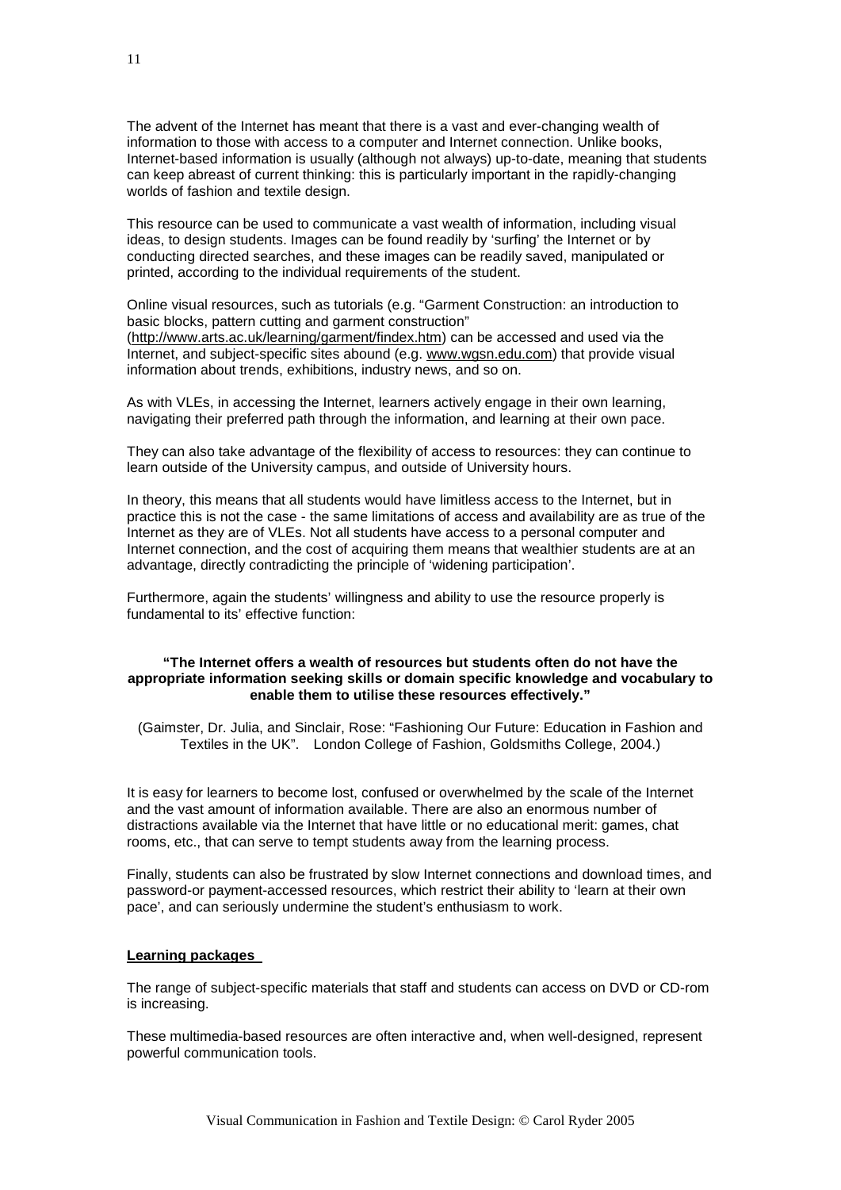The advent of the Internet has meant that there is a vast and ever-changing wealth of information to those with access to a computer and Internet connection. Unlike books, Internet-based information is usually (although not always) up-to-date, meaning that students can keep abreast of current thinking: this is particularly important in the rapidly-changing worlds of fashion and textile design.

This resource can be used to communicate a vast wealth of information, including visual ideas, to design students. Images can be found readily by 'surfing' the Internet or by conducting directed searches, and these images can be readily saved, manipulated or printed, according to the individual requirements of the student.

Online visual resources, such as tutorials (e.g. "Garment Construction: an introduction to basic blocks, pattern cutting and garment construction" (http://www.arts.ac.uk/learning/garment/findex.htm) can be accessed and used via the Internet, and subject-specific sites abound (e.g. www.wgsn.edu.com) that provide visual information about trends, exhibitions, industry news, and so on.

As with VLEs, in accessing the Internet, learners actively engage in their own learning, navigating their preferred path through the information, and learning at their own pace.

They can also take advantage of the flexibility of access to resources: they can continue to learn outside of the University campus, and outside of University hours.

In theory, this means that all students would have limitless access to the Internet, but in practice this is not the case - the same limitations of access and availability are as true of the Internet as they are of VLEs. Not all students have access to a personal computer and Internet connection, and the cost of acquiring them means that wealthier students are at an advantage, directly contradicting the principle of 'widening participation'.

Furthermore, again the students' willingness and ability to use the resource properly is fundamental to its' effective function:

> **"The Internet offers a wealth of resources but students often do not have the appropriate information seeking skills or domain specific knowledge and vocabulary to enable them to utilise these resources effectively."**
>
> (Gaimster, Dr. Julia, and Sinclair, Rose: "Fashioning Our Future: Education in Fashion and Textiles in the UK". London College of Fashion, Goldsmiths College, 2004.)

It is easy for learners to become lost, confused or overwhelmed by the scale of the Internet and the vast amount of information available. There are also an enormous number of distractions available via the Internet that have little or no educational merit: games, chat rooms, etc., that can serve to tempt students away from the learning process.

Finally, students can also be frustrated by slow Internet connections and download times, and password-or payment-accessed resources, which restrict their ability to 'learn at their own pace', and can seriously undermine the student's enthusiasm to work.

**Learning packages**

The range of subject-specific materials that staff and students can access on DVD or CD-rom is increasing.

These multimedia-based resources are often interactive and, when well-designed, represent powerful communication tools.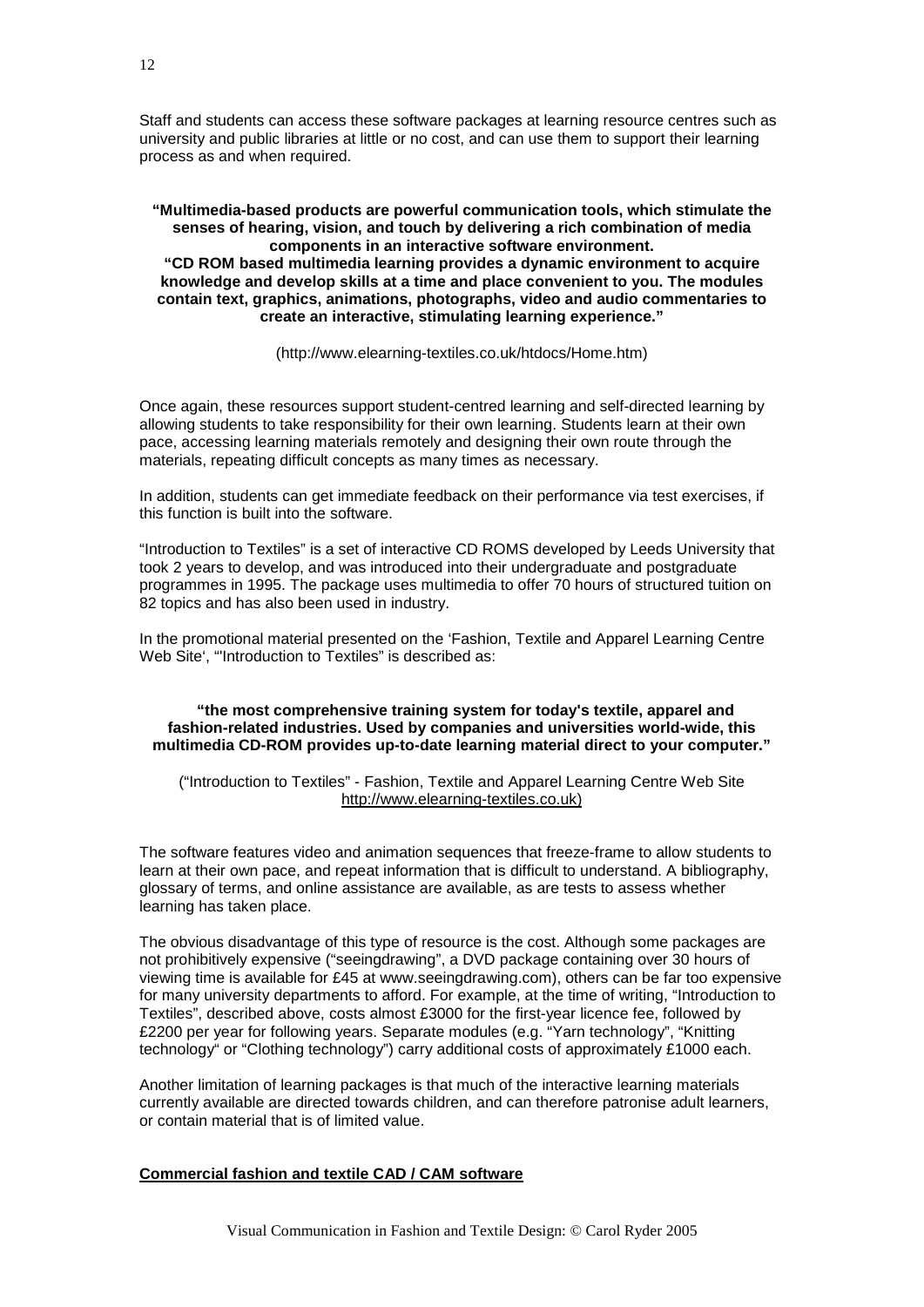Staff and students can access these software packages at learning resource centres such as university and public libraries at little or no cost, and can use them to support their learning process as and when required.

> **"Multimedia-based products are powerful communication tools, which stimulate the senses of hearing, vision, and touch by delivering a rich combination of media components in an interactive software environment.**
> **"CD ROM based multimedia learning provides a dynamic environment to acquire knowledge and develop skills at a time and place convenient to you. The modules contain text, graphics, animations, photographs, video and audio commentaries to create an interactive, stimulating learning experience."**
>
> (http://www.elearning-textiles.co.uk/htdocs/Home.htm)

Once again, these resources support student-centred learning and self-directed learning by allowing students to take responsibility for their own learning. Students learn at their own pace, accessing learning materials remotely and designing their own route through the materials, repeating difficult concepts as many times as necessary.

In addition, students can get immediate feedback on their performance via test exercises, if this function is built into the software.

"Introduction to Textiles" is a set of interactive CD ROMS developed by Leeds University that took 2 years to develop, and was introduced into their undergraduate and postgraduate programmes in 1995. The package uses multimedia to offer 70 hours of structured tuition on 82 topics and has also been used in industry.

In the promotional material presented on the 'Fashion, Textile and Apparel Learning Centre Web Site', "'Introduction to Textiles" is described as:

> **"the most comprehensive training system for today's textile, apparel and fashion-related industries. Used by companies and universities world-wide, this multimedia CD-ROM provides up-to-date learning material direct to your computer."**
>
> ("Introduction to Textiles" - Fashion, Textile and Apparel Learning Centre Web Site http://www.elearning-textiles.co.uk)

The software features video and animation sequences that freeze-frame to allow students to learn at their own pace, and repeat information that is difficult to understand. A bibliography, glossary of terms, and online assistance are available, as are tests to assess whether learning has taken place.

The obvious disadvantage of this type of resource is the cost. Although some packages are not prohibitively expensive ("seeingdrawing", a DVD package containing over 30 hours of viewing time is available for £45 at www.seeingdrawing.com), others can be far too expensive for many university departments to afford. For example, at the time of writing, "Introduction to Textiles", described above, costs almost £3000 for the first-year licence fee, followed by £2200 per year for following years. Separate modules (e.g. "Yarn technology", "Knitting technology" or "Clothing technology") carry additional costs of approximately £1000 each.

Another limitation of learning packages is that much of the interactive learning materials currently available are directed towards children, and can therefore patronise adult learners, or contain material that is of limited value.

**Commercial fashion and textile CAD / CAM software**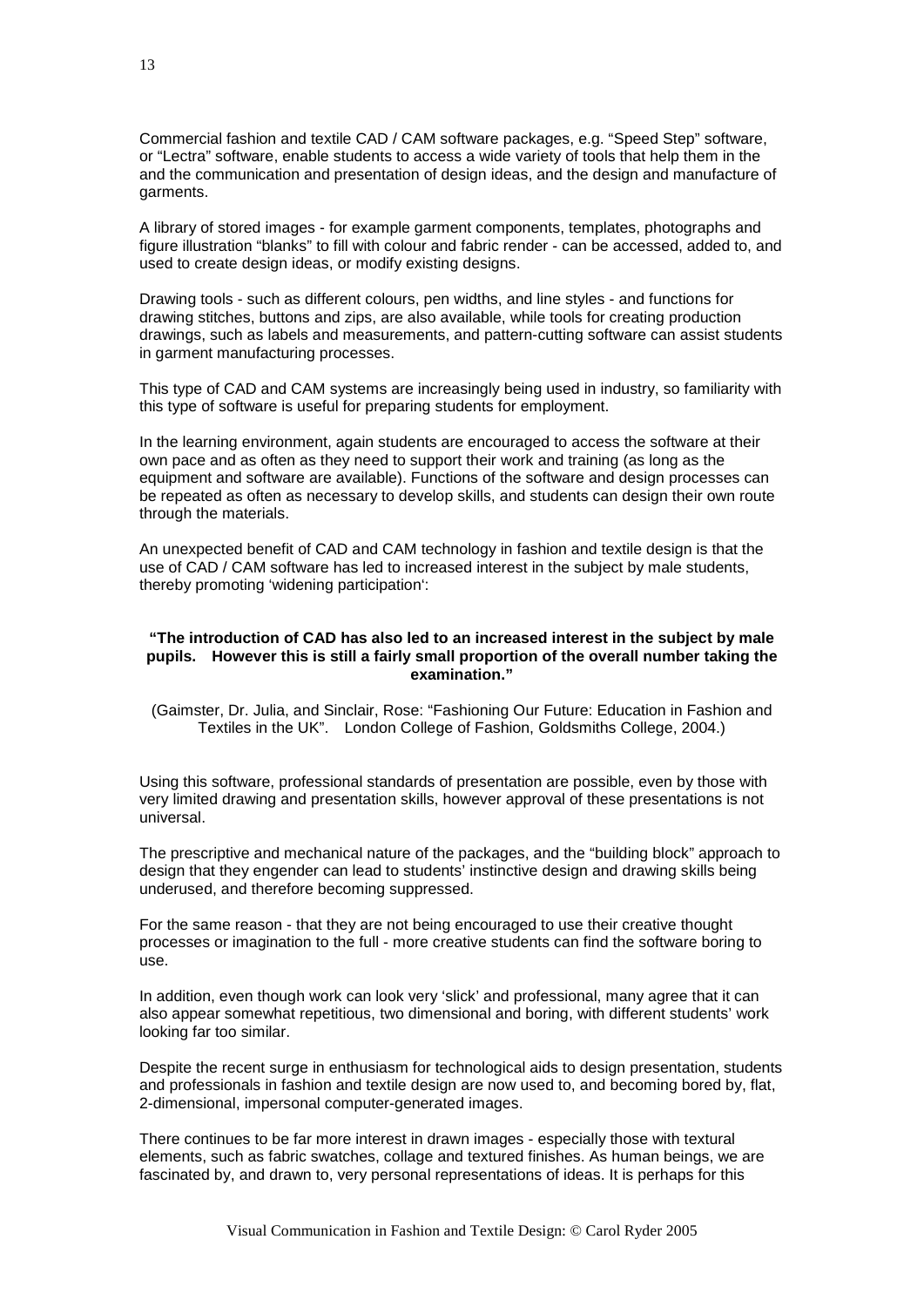Commercial fashion and textile CAD / CAM software packages, e.g. "Speed Step" software, or "Lectra" software, enable students to access a wide variety of tools that help them in the and the communication and presentation of design ideas, and the design and manufacture of garments.

A library of stored images - for example garment components, templates, photographs and figure illustration "blanks" to fill with colour and fabric render - can be accessed, added to, and used to create design ideas, or modify existing designs.

Drawing tools - such as different colours, pen widths, and line styles - and functions for drawing stitches, buttons and zips, are also available, while tools for creating production drawings, such as labels and measurements, and pattern-cutting software can assist students in garment manufacturing processes.

This type of CAD and CAM systems are increasingly being used in industry, so familiarity with this type of software is useful for preparing students for employment.

In the learning environment, again students are encouraged to access the software at their own pace and as often as they need to support their work and training (as long as the equipment and software are available). Functions of the software and design processes can be repeated as often as necessary to develop skills, and students can design their own route through the materials.

An unexpected benefit of CAD and CAM technology in fashion and textile design is that the use of CAD / CAM software has led to increased interest in the subject by male students, thereby promoting 'widening participation':

**"The introduction of CAD has also led to an increased interest in the subject by male pupils. However this is still a fairly small proportion of the overall number taking the examination."**

(Gaimster, Dr. Julia, and Sinclair, Rose: "Fashioning Our Future: Education in Fashion and Textiles in the UK". London College of Fashion, Goldsmiths College, 2004.)

Using this software, professional standards of presentation are possible, even by those with very limited drawing and presentation skills, however approval of these presentations is not universal.

The prescriptive and mechanical nature of the packages, and the "building block" approach to design that they engender can lead to students' instinctive design and drawing skills being underused, and therefore becoming suppressed.

For the same reason - that they are not being encouraged to use their creative thought processes or imagination to the full - more creative students can find the software boring to use.

In addition, even though work can look very 'slick' and professional, many agree that it can also appear somewhat repetitious, two dimensional and boring, with different students' work looking far too similar.

Despite the recent surge in enthusiasm for technological aids to design presentation, students and professionals in fashion and textile design are now used to, and becoming bored by, flat, 2-dimensional, impersonal computer-generated images.

There continues to be far more interest in drawn images - especially those with textural elements, such as fabric swatches, collage and textured finishes. As human beings, we are fascinated by, and drawn to, very personal representations of ideas. It is perhaps for this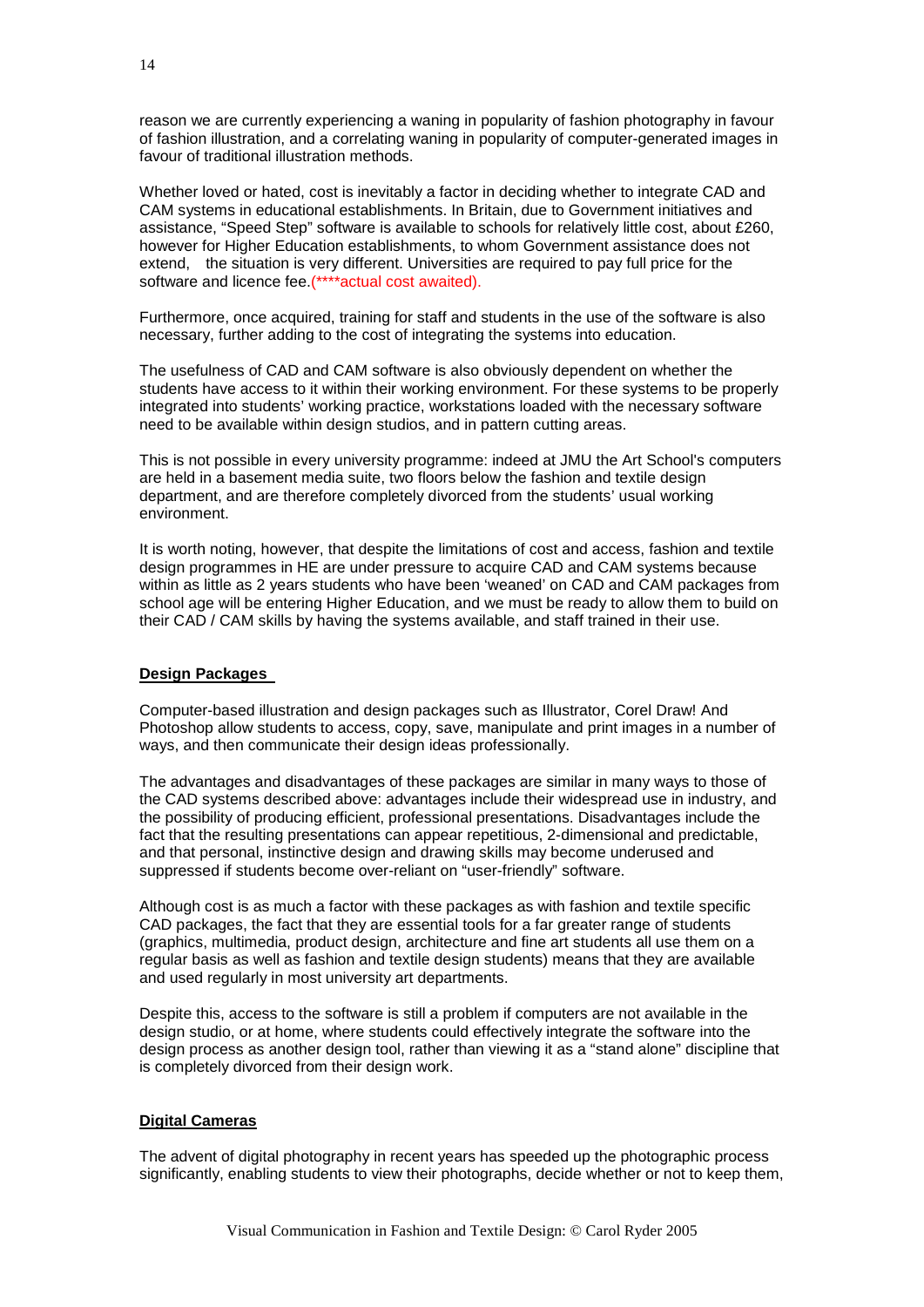reason we are currently experiencing a waning in popularity of fashion photography in favour of fashion illustration, and a correlating waning in popularity of computer-generated images in favour of traditional illustration methods.

Whether loved or hated, cost is inevitably a factor in deciding whether to integrate CAD and CAM systems in educational establishments. In Britain, due to Government initiatives and assistance, "Speed Step" software is available to schools for relatively little cost, about £260, however for Higher Education establishments, to whom Government assistance does not extend, the situation is very different. Universities are required to pay full price for the software and licence fee.(****actual cost awaited).

Furthermore, once acquired, training for staff and students in the use of the software is also necessary, further adding to the cost of integrating the systems into education.

The usefulness of CAD and CAM software is also obviously dependent on whether the students have access to it within their working environment. For these systems to be properly integrated into students' working practice, workstations loaded with the necessary software need to be available within design studios, and in pattern cutting areas.

This is not possible in every university programme: indeed at JMU the Art School's computers are held in a basement media suite, two floors below the fashion and textile design department, and are therefore completely divorced from the students' usual working environment.

It is worth noting, however, that despite the limitations of cost and access, fashion and textile design programmes in HE are under pressure to acquire CAD and CAM systems because within as little as 2 years students who have been 'weaned' on CAD and CAM packages from school age will be entering Higher Education, and we must be ready to allow them to build on their CAD / CAM skills by having the systems available, and staff trained in their use.

**Design Packages**

Computer-based illustration and design packages such as Illustrator, Corel Draw! And Photoshop allow students to access, copy, save, manipulate and print images in a number of ways, and then communicate their design ideas professionally.

The advantages and disadvantages of these packages are similar in many ways to those of the CAD systems described above: advantages include their widespread use in industry, and the possibility of producing efficient, professional presentations. Disadvantages include the fact that the resulting presentations can appear repetitious, 2-dimensional and predictable, and that personal, instinctive design and drawing skills may become underused and suppressed if students become over-reliant on "user-friendly" software.

Although cost is as much a factor with these packages as with fashion and textile specific CAD packages, the fact that they are essential tools for a far greater range of students (graphics, multimedia, product design, architecture and fine art students all use them on a regular basis as well as fashion and textile design students) means that they are available and used regularly in most university art departments.

Despite this, access to the software is still a problem if computers are not available in the design studio, or at home, where students could effectively integrate the software into the design process as another design tool, rather than viewing it as a "stand alone" discipline that is completely divorced from their design work.

**Digital Cameras**

The advent of digital photography in recent years has speeded up the photographic process significantly, enabling students to view their photographs, decide whether or not to keep them,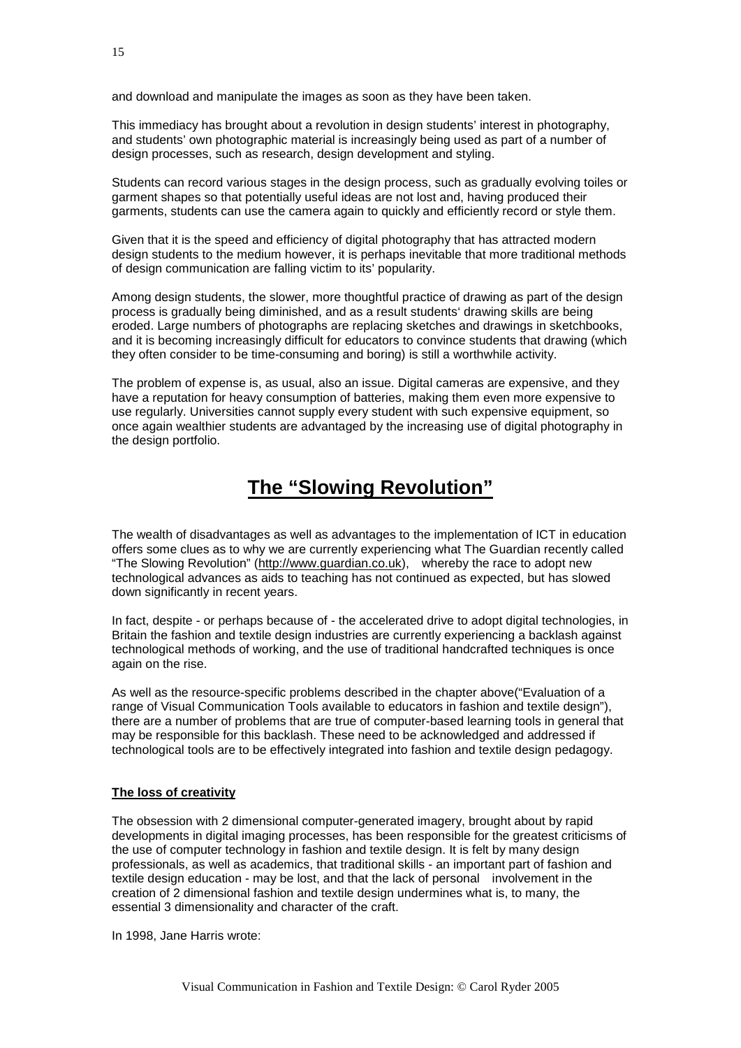and download and manipulate the images as soon as they have been taken.

This immediacy has brought about a revolution in design students' interest in photography, and students' own photographic material is increasingly being used as part of a number of design processes, such as research, design development and styling.

Students can record various stages in the design process, such as gradually evolving toiles or garment shapes so that potentially useful ideas are not lost and, having produced their garments, students can use the camera again to quickly and efficiently record or style them.

Given that it is the speed and efficiency of digital photography that has attracted modern design students to the medium however, it is perhaps inevitable that more traditional methods of design communication are falling victim to its' popularity.

Among design students, the slower, more thoughtful practice of drawing as part of the design process is gradually being diminished, and as a result students' drawing skills are being eroded. Large numbers of photographs are replacing sketches and drawings in sketchbooks, and it is becoming increasingly difficult for educators to convince students that drawing (which they often consider to be time-consuming and boring) is still a worthwhile activity.

The problem of expense is, as usual, also an issue. Digital cameras are expensive, and they have a reputation for heavy consumption of batteries, making them even more expensive to use regularly. Universities cannot supply every student with such expensive equipment, so once again wealthier students are advantaged by the increasing use of digital photography in the design portfolio.

# The "Slowing Revolution"

The wealth of disadvantages as well as advantages to the implementation of ICT in education offers some clues as to why we are currently experiencing what The Guardian recently called "The Slowing Revolution" (http://www.guardian.co.uk), whereby the race to adopt new technological advances as aids to teaching has not continued as expected, but has slowed down significantly in recent years.

In fact, despite - or perhaps because of - the accelerated drive to adopt digital technologies, in Britain the fashion and textile design industries are currently experiencing a backlash against technological methods of working, and the use of traditional handcrafted techniques is once again on the rise.

As well as the resource-specific problems described in the chapter above("Evaluation of a range of Visual Communication Tools available to educators in fashion and textile design"), there are a number of problems that are true of computer-based learning tools in general that may be responsible for this backlash. These need to be acknowledged and addressed if technological tools are to be effectively integrated into fashion and textile design pedagogy.

**The loss of creativity**

The obsession with 2 dimensional computer-generated imagery, brought about by rapid developments in digital imaging processes, has been responsible for the greatest criticisms of the use of computer technology in fashion and textile design. It is felt by many design professionals, as well as academics, that traditional skills - an important part of fashion and textile design education - may be lost, and that the lack of personal involvement in the creation of 2 dimensional fashion and textile design undermines what is, to many, the essential 3 dimensionality and character of the craft.

In 1998, Jane Harris wrote: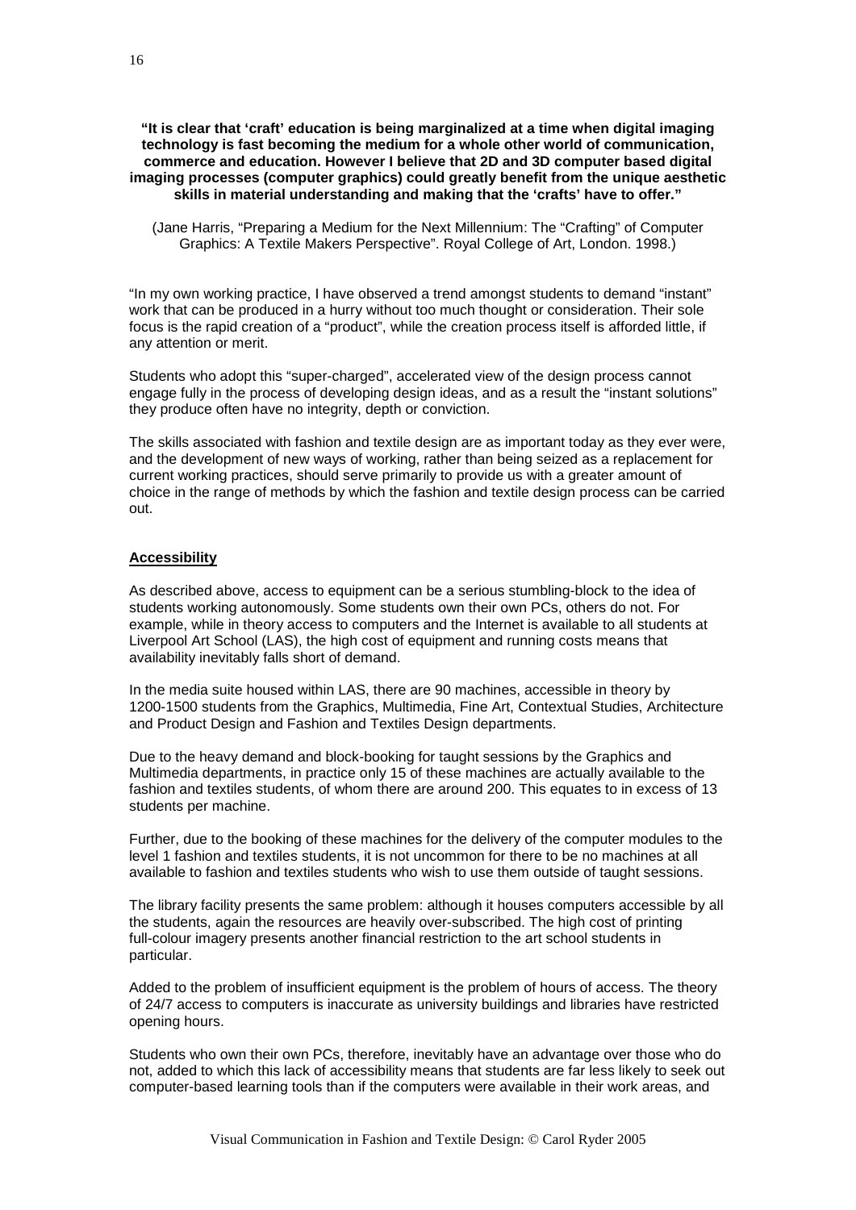**"It is clear that 'craft' education is being marginalized at a time when digital imaging technology is fast becoming the medium for a whole other world of communication, commerce and education. However I believe that 2D and 3D computer based digital imaging processes (computer graphics) could greatly benefit from the unique aesthetic skills in material understanding and making that the 'crafts' have to offer."**

(Jane Harris, "Preparing a Medium for the Next Millennium: The "Crafting" of Computer Graphics: A Textile Makers Perspective". Royal College of Art, London. 1998.)

"In my own working practice, I have observed a trend amongst students to demand "instant" work that can be produced in a hurry without too much thought or consideration. Their sole focus is the rapid creation of a "product", while the creation process itself is afforded little, if any attention or merit.

Students who adopt this "super-charged", accelerated view of the design process cannot engage fully in the process of developing design ideas, and as a result the "instant solutions" they produce often have no integrity, depth or conviction.

The skills associated with fashion and textile design are as important today as they ever were, and the development of new ways of working, rather than being seized as a replacement for current working practices, should serve primarily to provide us with a greater amount of choice in the range of methods by which the fashion and textile design process can be carried out.

## Accessibility

As described above, access to equipment can be a serious stumbling-block to the idea of students working autonomously. Some students own their own PCs, others do not. For example, while in theory access to computers and the Internet is available to all students at Liverpool Art School (LAS), the high cost of equipment and running costs means that availability inevitably falls short of demand.

In the media suite housed within LAS, there are 90 machines, accessible in theory by 1200-1500 students from the Graphics, Multimedia, Fine Art, Contextual Studies, Architecture and Product Design and Fashion and Textiles Design departments.

Due to the heavy demand and block-booking for taught sessions by the Graphics and Multimedia departments, in practice only 15 of these machines are actually available to the fashion and textiles students, of whom there are around 200. This equates to in excess of 13 students per machine.

Further, due to the booking of these machines for the delivery of the computer modules to the level 1 fashion and textiles students, it is not uncommon for there to be no machines at all available to fashion and textiles students who wish to use them outside of taught sessions.

The library facility presents the same problem: although it houses computers accessible by all the students, again the resources are heavily over-subscribed. The high cost of printing full-colour imagery presents another financial restriction to the art school students in particular.

Added to the problem of insufficient equipment is the problem of hours of access. The theory of 24/7 access to computers is inaccurate as university buildings and libraries have restricted opening hours.

Students who own their own PCs, therefore, inevitably have an advantage over those who do not, added to which this lack of accessibility means that students are far less likely to seek out computer-based learning tools than if the computers were available in their work areas, and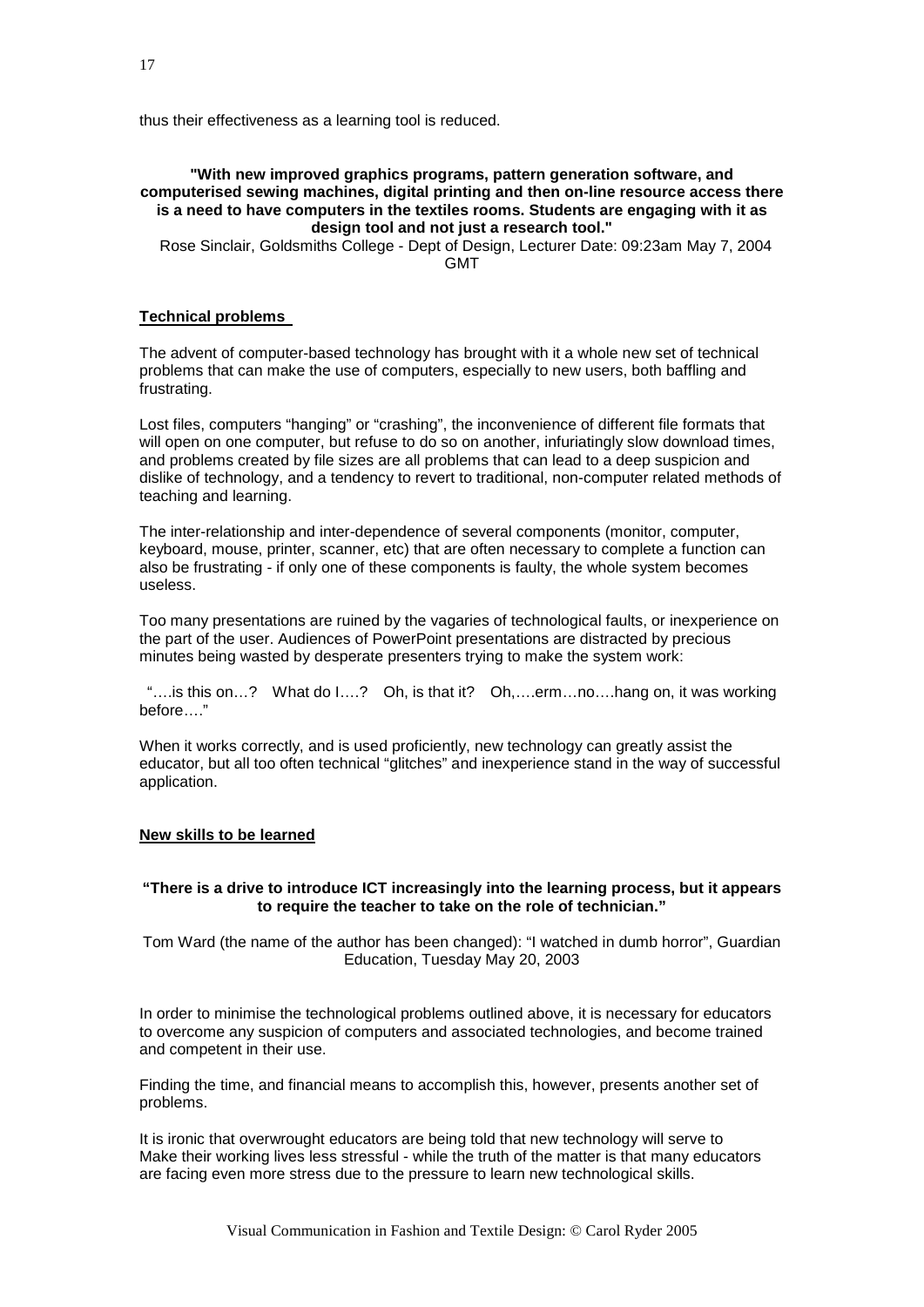thus their effectiveness as a learning tool is reduced.

**"With new improved graphics programs, pattern generation software, and computerised sewing machines, digital printing and then on-line resource access there is a need to have computers in the textiles rooms. Students are engaging with it as design tool and not just a research tool."**

Rose Sinclair, Goldsmiths College - Dept of Design, Lecturer Date: 09:23am May 7, 2004 GMT

**Technical problems**

The advent of computer-based technology has brought with it a whole new set of technical problems that can make the use of computers, especially to new users, both baffling and frustrating.

Lost files, computers "hanging" or "crashing", the inconvenience of different file formats that will open on one computer, but refuse to do so on another, infuriatingly slow download times, and problems created by file sizes are all problems that can lead to a deep suspicion and dislike of technology, and a tendency to revert to traditional, non-computer related methods of teaching and learning.

The inter-relationship and inter-dependence of several components (monitor, computer, keyboard, mouse, printer, scanner, etc) that are often necessary to complete a function can also be frustrating - if only one of these components is faulty, the whole system becomes useless.

Too many presentations are ruined by the vagaries of technological faults, or inexperience on the part of the user. Audiences of PowerPoint presentations are distracted by precious minutes being wasted by desperate presenters trying to make the system work:

"….is this on…? What do I….? Oh, is that it? Oh,….erm…no….hang on, it was working before…."

When it works correctly, and is used proficiently, new technology can greatly assist the educator, but all too often technical "glitches" and inexperience stand in the way of successful application.

**New skills to be learned**

**"There is a drive to introduce ICT increasingly into the learning process, but it appears to require the teacher to take on the role of technician."**

Tom Ward (the name of the author has been changed): "I watched in dumb horror", Guardian Education, Tuesday May 20, 2003

In order to minimise the technological problems outlined above, it is necessary for educators to overcome any suspicion of computers and associated technologies, and become trained and competent in their use.

Finding the time, and financial means to accomplish this, however, presents another set of problems.

It is ironic that overwrought educators are being told that new technology will serve to Make their working lives less stressful - while the truth of the matter is that many educators are facing even more stress due to the pressure to learn new technological skills.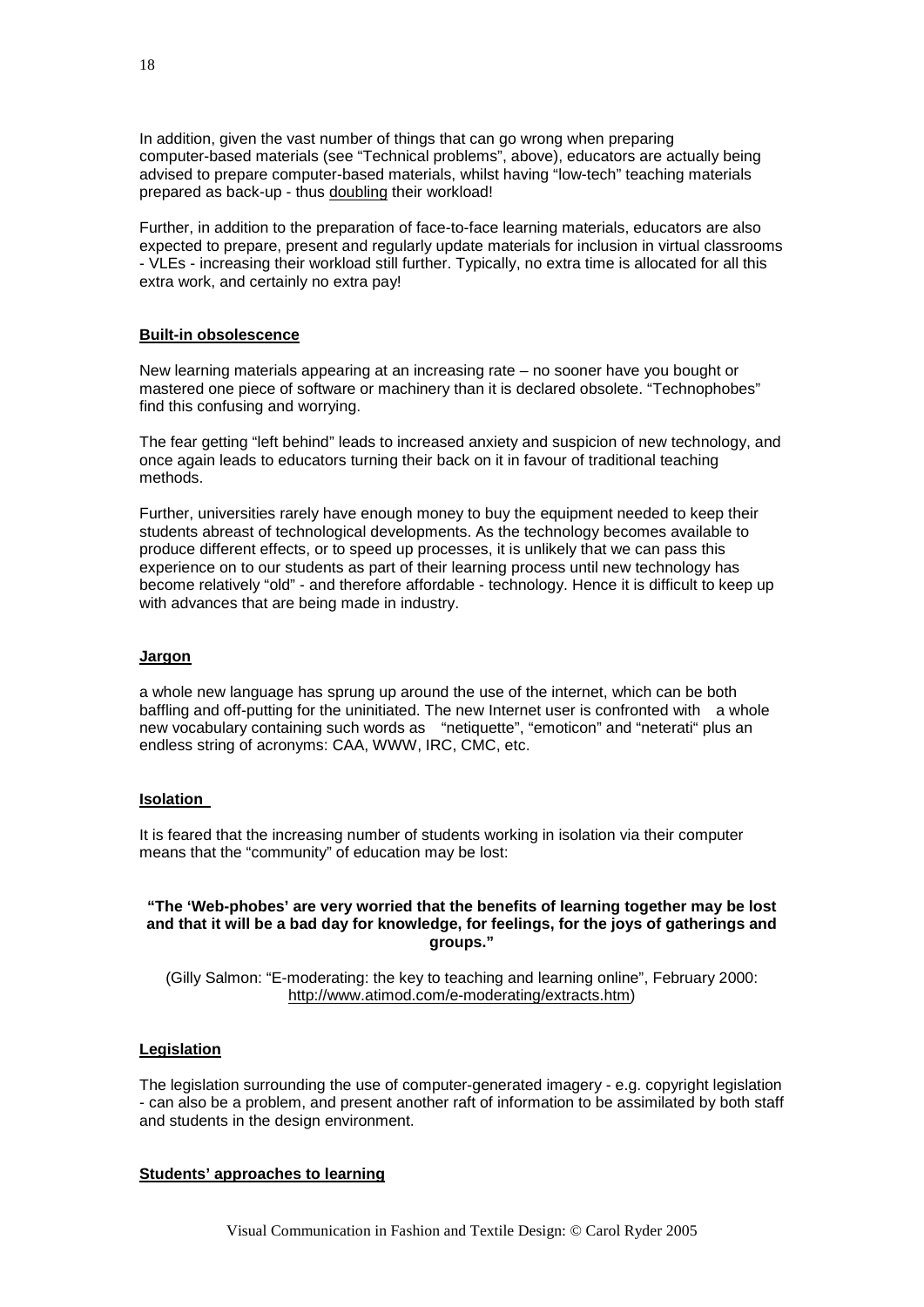In addition, given the vast number of things that can go wrong when preparing computer-based materials (see "Technical problems", above), educators are actually being advised to prepare computer-based materials, whilst having "low-tech" teaching materials prepared as back-up - thus doubling their workload!

Further, in addition to the preparation of face-to-face learning materials, educators are also expected to prepare, present and regularly update materials for inclusion in virtual classrooms - VLEs - increasing their workload still further. Typically, no extra time is allocated for all this extra work, and certainly no extra pay!

**Built-in obsolescence**

New learning materials appearing at an increasing rate – no sooner have you bought or mastered one piece of software or machinery than it is declared obsolete. "Technophobes" find this confusing and worrying.

The fear getting "left behind" leads to increased anxiety and suspicion of new technology, and once again leads to educators turning their back on it in favour of traditional teaching methods.

Further, universities rarely have enough money to buy the equipment needed to keep their students abreast of technological developments. As the technology becomes available to produce different effects, or to speed up processes, it is unlikely that we can pass this experience on to our students as part of their learning process until new technology has become relatively "old" - and therefore affordable - technology. Hence it is difficult to keep up with advances that are being made in industry.

**Jargon**

a whole new language has sprung up around the use of the internet, which can be both baffling and off-putting for the uninitiated. The new Internet user is confronted with a whole new vocabulary containing such words as "netiquette", "emoticon" and "neterati" plus an endless string of acronyms: CAA, WWW, IRC, CMC, etc.

**Isolation**

It is feared that the increasing number of students working in isolation via their computer means that the "community" of education may be lost:

> **"The 'Web-phobes' are very worried that the benefits of learning together may be lost and that it will be a bad day for knowledge, for feelings, for the joys of gatherings and groups."**
>
> (Gilly Salmon: "E-moderating: the key to teaching and learning online", February 2000: http://www.atimod.com/e-moderating/extracts.htm)

**Legislation**

The legislation surrounding the use of computer-generated imagery - e.g. copyright legislation - can also be a problem, and present another raft of information to be assimilated by both staff and students in the design environment.

**Students' approaches to learning**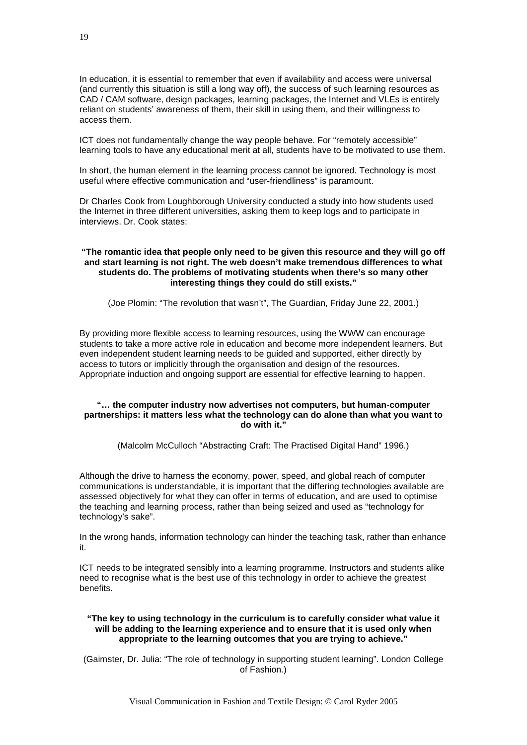In education, it is essential to remember that even if availability and access were universal (and currently this situation is still a long way off), the success of such learning resources as CAD / CAM software, design packages, learning packages, the Internet and VLEs is entirely reliant on students' awareness of them, their skill in using them, and their willingness to access them.

ICT does not fundamentally change the way people behave. For "remotely accessible" learning tools to have any educational merit at all, students have to be motivated to use them.

In short, the human element in the learning process cannot be ignored. Technology is most useful where effective communication and "user-friendliness" is paramount.

Dr Charles Cook from Loughborough University conducted a study into how students used the Internet in three different universities, asking them to keep logs and to participate in interviews. Dr. Cook states:

**"The romantic idea that people only need to be given this resource and they will go off and start learning is not right. The web doesn't make tremendous differences to what students do. The problems of motivating students when there's so many other interesting things they could do still exists."**

(Joe Plomin: "The revolution that wasn't", The Guardian, Friday June 22, 2001.)

By providing more flexible access to learning resources, using the WWW can encourage students to take a more active role in education and become more independent learners. But even independent student learning needs to be guided and supported, either directly by access to tutors or implicitly through the organisation and design of the resources. Appropriate induction and ongoing support are essential for effective learning to happen.

**"… the computer industry now advertises not computers, but human-computer partnerships: it matters less what the technology can do alone than what you want to do with it."**

(Malcolm McCulloch "Abstracting Craft: The Practised Digital Hand" 1996.)

Although the drive to harness the economy, power, speed, and global reach of computer communications is understandable, it is important that the differing technologies available are assessed objectively for what they can offer in terms of education, and are used to optimise the teaching and learning process, rather than being seized and used as "technology for technology's sake".

In the wrong hands, information technology can hinder the teaching task, rather than enhance it.

ICT needs to be integrated sensibly into a learning programme. Instructors and students alike need to recognise what is the best use of this technology in order to achieve the greatest benefits.

**"The key to using technology in the curriculum is to carefully consider what value it will be adding to the learning experience and to ensure that it is used only when appropriate to the learning outcomes that you are trying to achieve."**

(Gaimster, Dr. Julia: "The role of technology in supporting student learning". London College of Fashion.)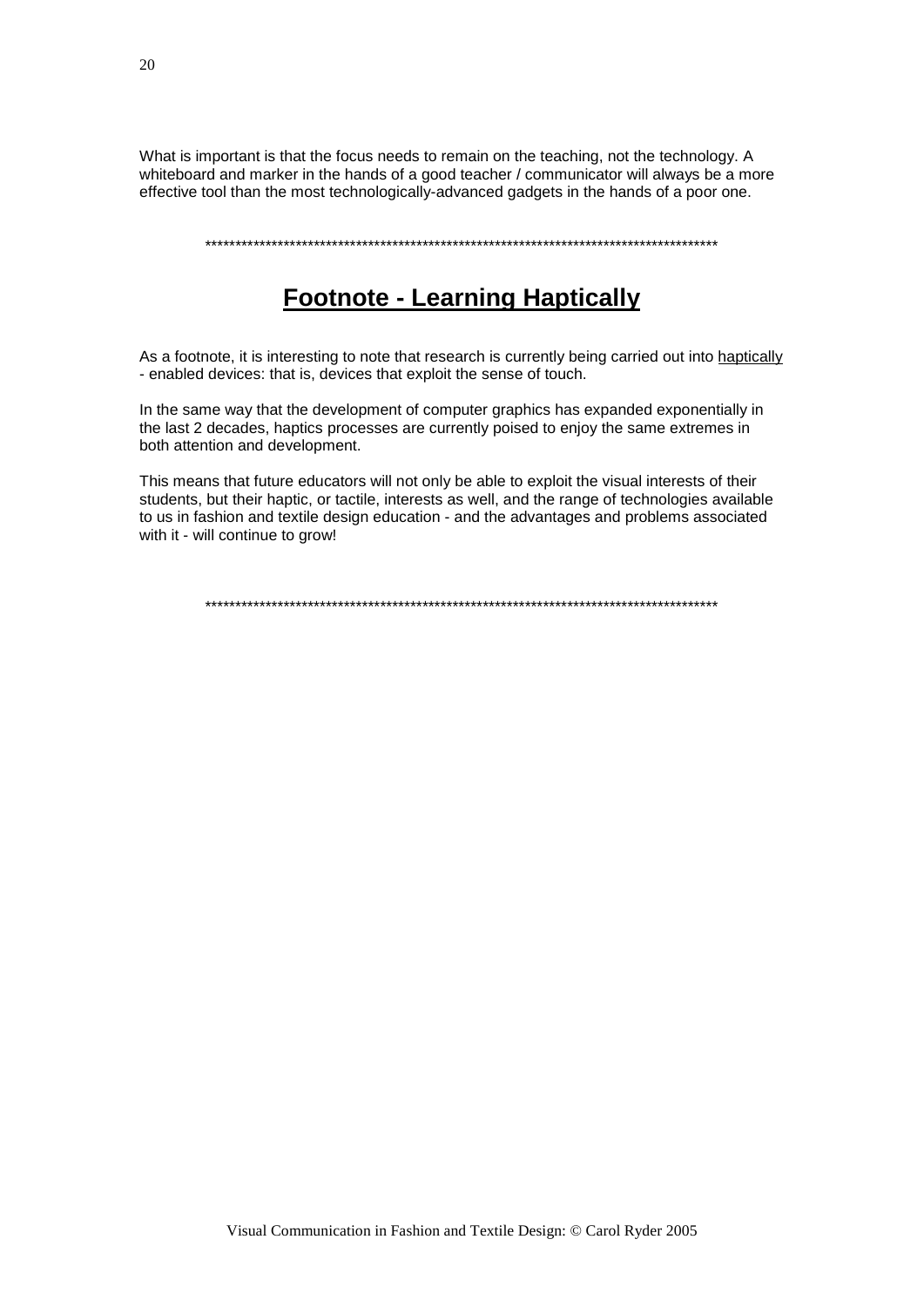What is important is that the focus needs to remain on the teaching, not the technology. A whiteboard and marker in the hands of a good teacher / communicator will always be a more effective tool than the most technologically-advanced gadgets in the hands of a poor one.

*************************************************************************************

## Footnote - Learning Haptically

As a footnote, it is interesting to note that research is currently being carried out into haptically - enabled devices: that is, devices that exploit the sense of touch.

In the same way that the development of computer graphics has expanded exponentially in the last 2 decades, haptics processes are currently poised to enjoy the same extremes in both attention and development.

This means that future educators will not only be able to exploit the visual interests of their students, but their haptic, or tactile, interests as well, and the range of technologies available to us in fashion and textile design education - and the advantages and problems associated with it - will continue to grow!

*************************************************************************************